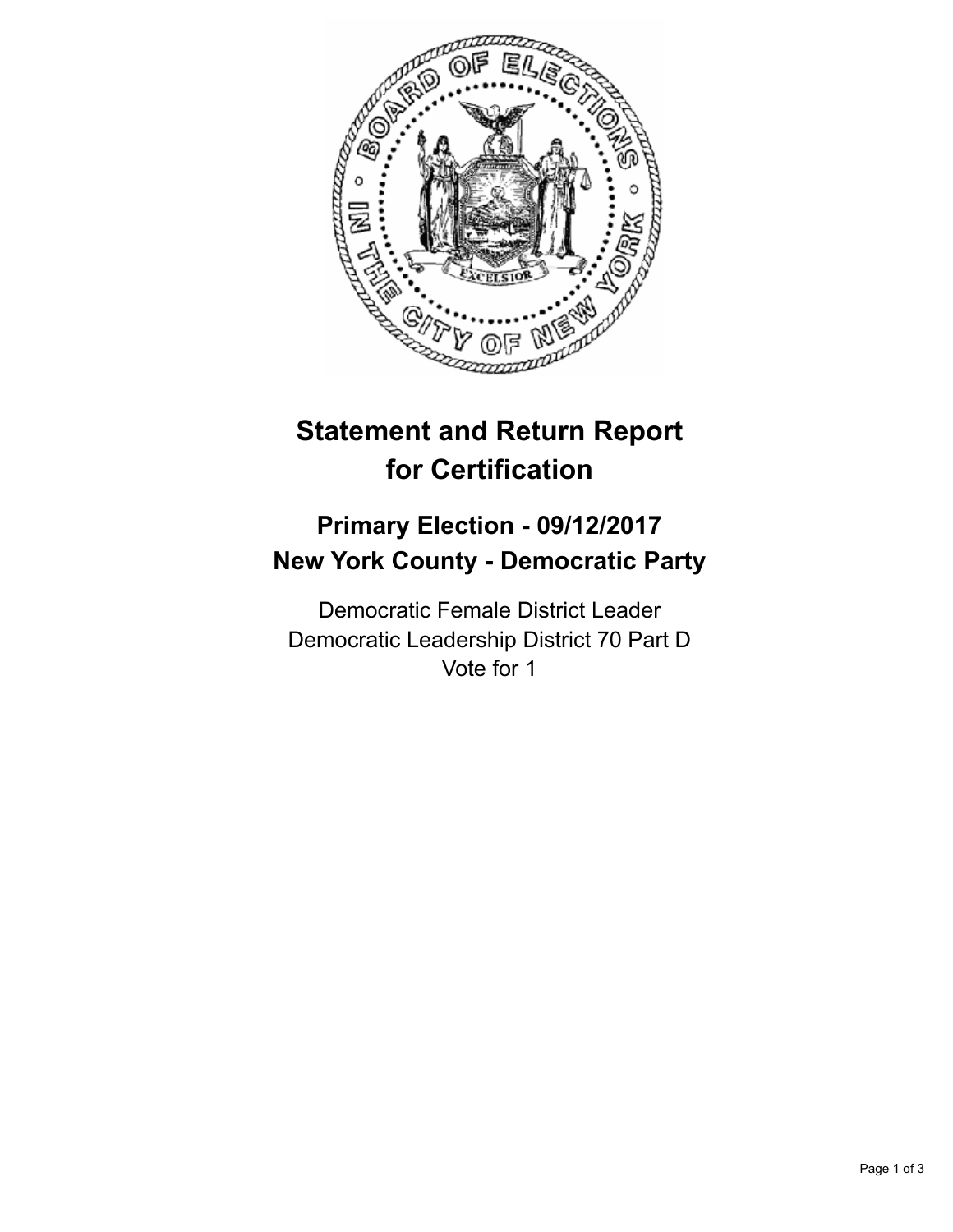# Statement and Return Report for Certification

## Primary Election - 09/12/2017
## New York County - Democratic Party

Democratic Female District Leader
Democratic Leadership District 70 Part D
Vote for 1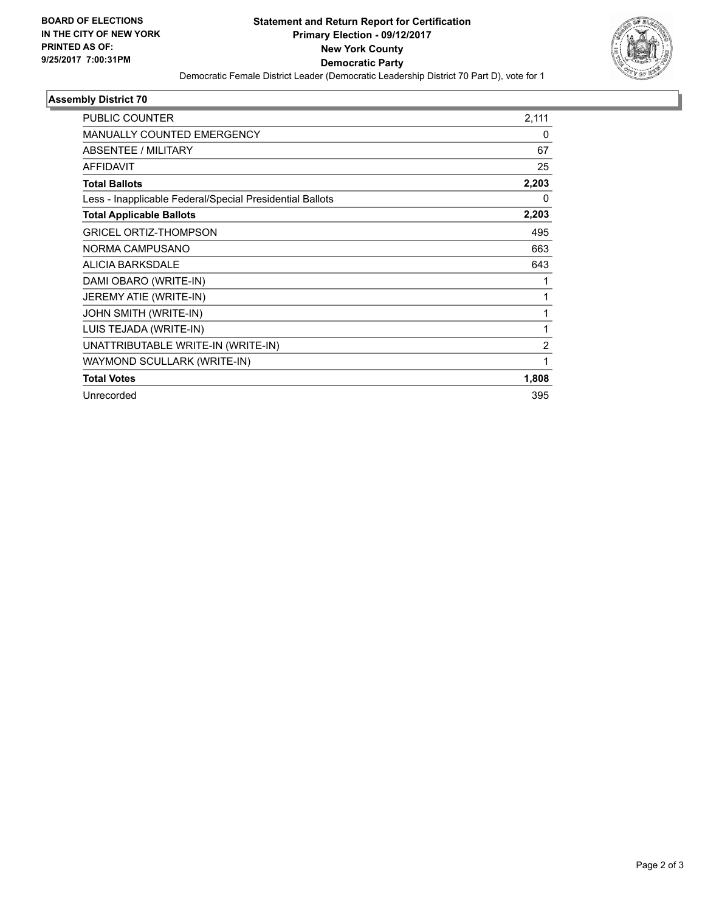**BOARD OF ELECTIONS IN THE CITY OF NEW YORK PRINTED AS OF: 9/25/2017 7:00:31PM**

# Statement and Return Report for Certification
## Primary Election - 09/12/2017
## New York County
## Democratic Party

Democratic Female District Leader (Democratic Leadership District 70 Part D), vote for 1

### Assembly District 70

| | |
|---|---|
| PUBLIC COUNTER | 2,111 |
| MANUALLY COUNTED EMERGENCY | 0 |
| ABSENTEE / MILITARY | 67 |
| AFFIDAVIT | 25 |
| **Total Ballots** | **2,203** |
| Less - Inapplicable Federal/Special Presidential Ballots | 0 |
| **Total Applicable Ballots** | **2,203** |
| GRICEL ORTIZ-THOMPSON | 495 |
| NORMA CAMPUSANO | 663 |
| ALICIA BARKSDALE | 643 |
| DAMI OBARO (WRITE-IN) | 1 |
| JEREMY ATIE (WRITE-IN) | 1 |
| JOHN SMITH (WRITE-IN) | 1 |
| LUIS TEJADA (WRITE-IN) | 1 |
| UNATTRIBUTABLE WRITE-IN (WRITE-IN) | 2 |
| WAYMOND SCULLARK (WRITE-IN) | 1 |
| **Total Votes** | **1,808** |
| Unrecorded | 395 |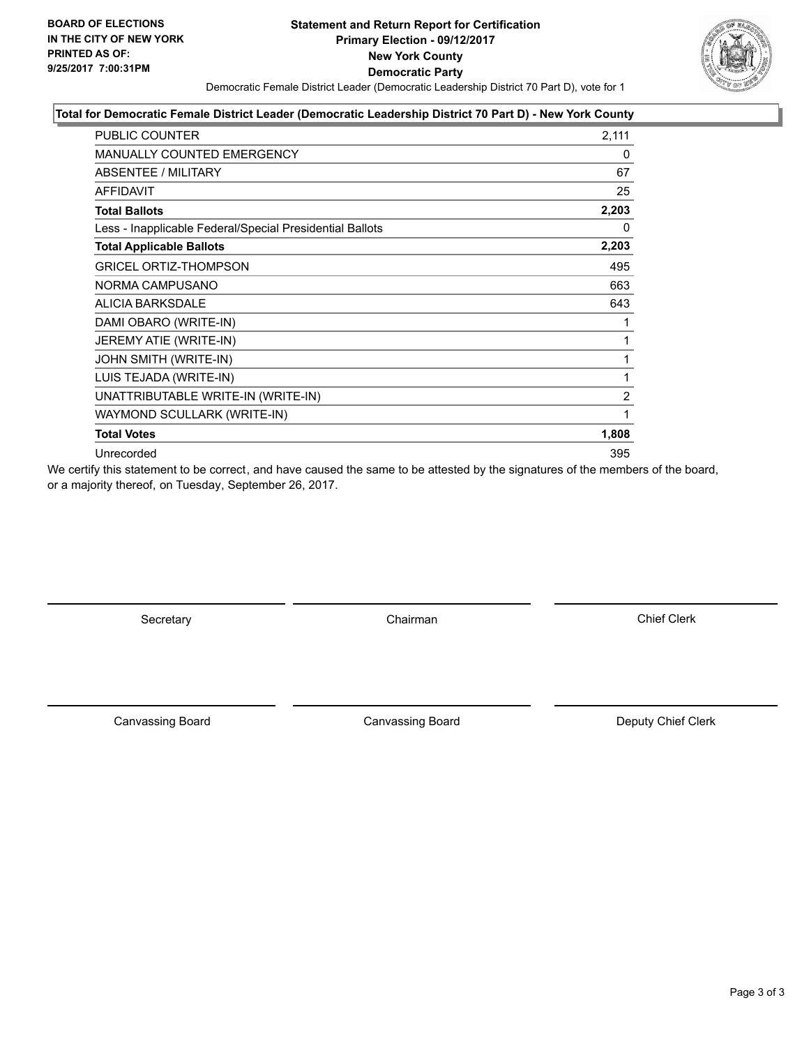**BOARD OF ELECTIONS IN THE CITY OF NEW YORK PRINTED AS OF: 9/25/2017 7:00:31PM**

# Statement and Return Report for Certification
## Primary Election - 09/12/2017
## New York County
## Democratic Party

Democratic Female District Leader (Democratic Leadership District 70 Part D), vote for 1

### Total for Democratic Female District Leader (Democratic Leadership District 70 Part D) - New York County

| | |
|---|---|
| PUBLIC COUNTER | 2,111 |
| MANUALLY COUNTED EMERGENCY | 0 |
| ABSENTEE / MILITARY | 67 |
| AFFIDAVIT | 25 |
| **Total Ballots** | **2,203** |
| Less - Inapplicable Federal/Special Presidential Ballots | 0 |
| **Total Applicable Ballots** | **2,203** |
| GRICEL ORTIZ-THOMPSON | 495 |
| NORMA CAMPUSANO | 663 |
| ALICIA BARKSDALE | 643 |
| DAMI OBARO (WRITE-IN) | 1 |
| JEREMY ATIE (WRITE-IN) | 1 |
| JOHN SMITH (WRITE-IN) | 1 |
| LUIS TEJADA (WRITE-IN) | 1 |
| UNATTRIBUTABLE WRITE-IN (WRITE-IN) | 2 |
| WAYMOND SCULLARK (WRITE-IN) | 1 |
| **Total Votes** | **1,808** |
| Unrecorded | 395 |

We certify this statement to be correct, and have caused the same to be attested by the signatures of the members of the board, or a majority thereof, on Tuesday, September 26, 2017.

Secretary

Chairman

Chief Clerk

Canvassing Board

Canvassing Board

Deputy Chief Clerk